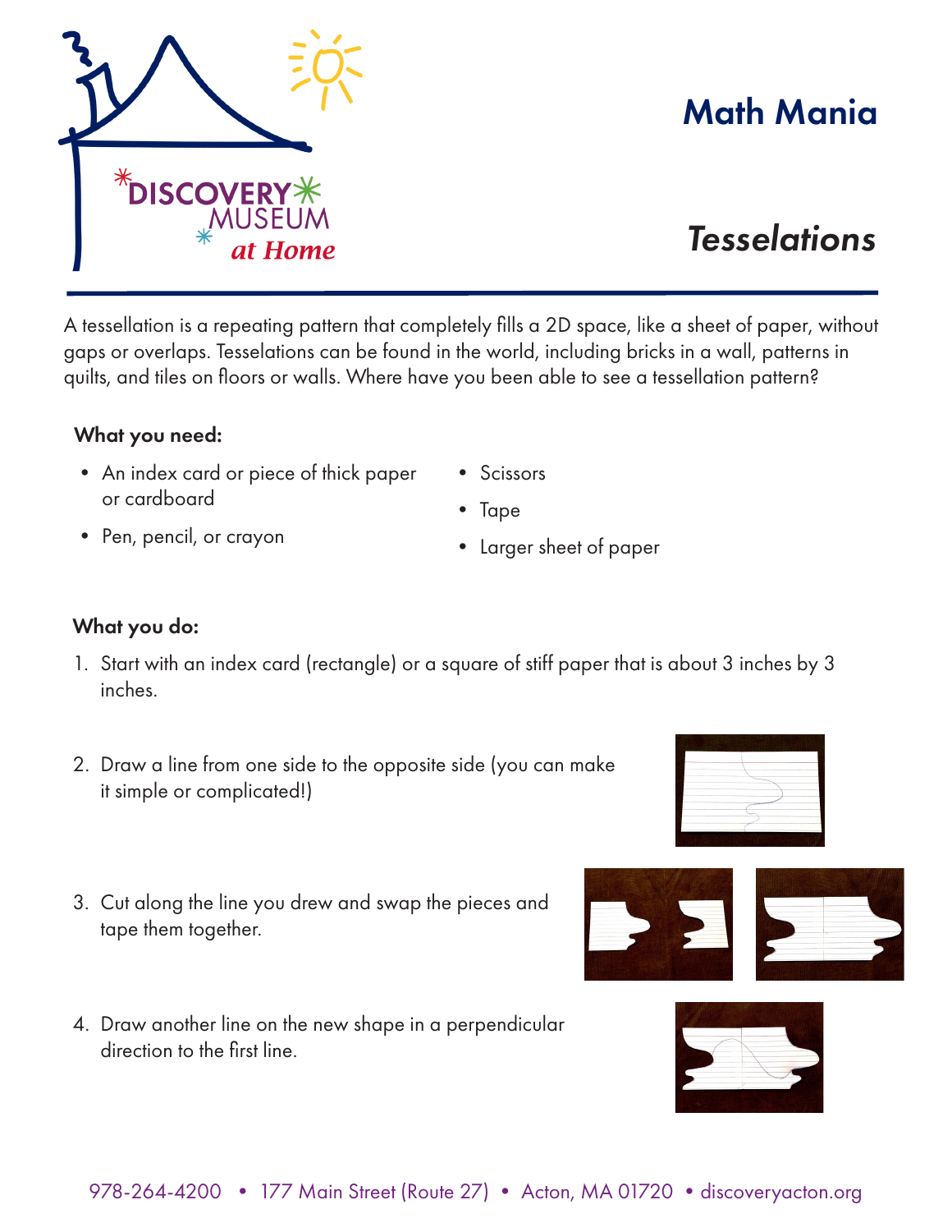# Math Mania

## *Tesselations*

A tessellation is a repeating pattern that completely fills a 2D space, like a sheet of paper, without gaps or overlaps. Tesselations can be found in the world, including bricks in a wall, patterns in quilts, and tiles on floors or walls. Where have you been able to see a tessellation pattern?

**What you need:**

- An index card or piece of thick paper or cardboard
- Pen, pencil, or crayon
- Scissors
- Tape
- Larger sheet of paper

**What you do:**

1. Start with an index card (rectangle) or a square of stiff paper that is about 3 inches by 3 inches.
2. Draw a line from one side to the opposite side (you can make it simple or complicated!)
3. Cut along the line you drew and swap the pieces and tape them together.
4. Draw another line on the new shape in a perpendicular direction to the first line.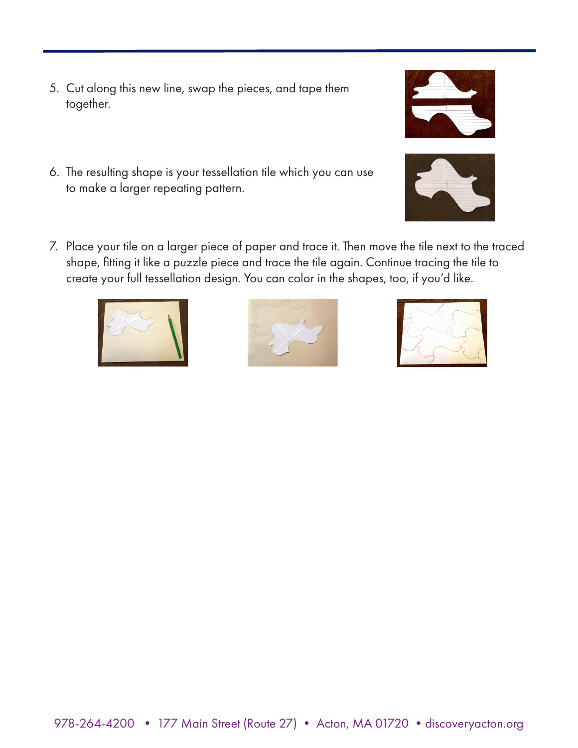5. Cut along this new line, swap the pieces, and tape them together.

6. The resulting shape is your tessellation tile which you can use to make a larger repeating pattern.

7. Place your tile on a larger piece of paper and trace it. Then move the tile next to the traced shape, fitting it like a puzzle piece and trace the tile again. Continue tracing the tile to create your full tessellation design. You can color in the shapes, too, if you'd like.